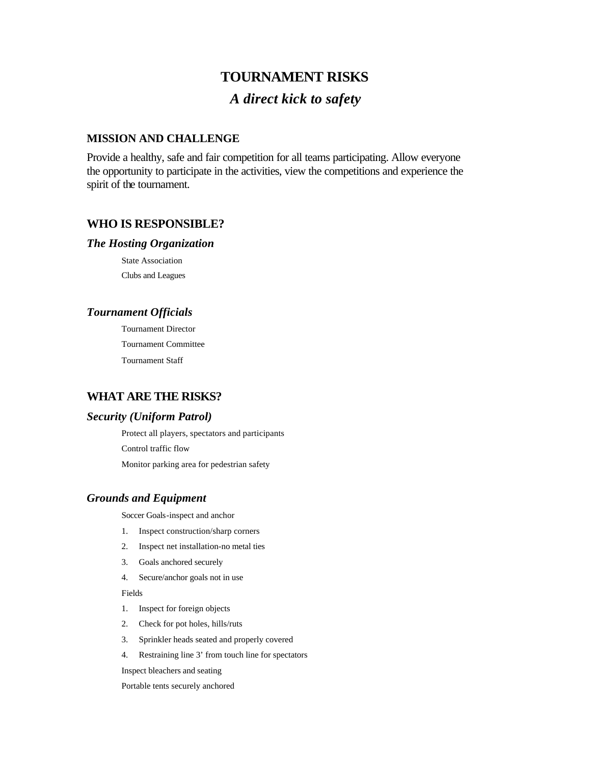# TOURNAMENT RISKS

## *A direct kick to safety*

### MISSION AND CHALLENGE

Provide a healthy, safe and fair competition for all teams participating. Allow everyone the opportunity to participate in the activities, view the competitions and experience the spirit of the tournament.

### WHO IS RESPONSIBLE?

#### *The Hosting Organization*

State Association

Clubs and Leagues

#### *Tournament Officials*

Tournament Director

Tournament Committee

Tournament Staff

### WHAT ARE THE RISKS?

#### *Security (Uniform Patrol)*

Protect all players, spectators and participants

Control traffic flow

Monitor parking area for pedestrian safety

#### *Grounds and Equipment*

Soccer Goals-inspect and anchor

1. Inspect construction/sharp corners
2. Inspect net installation-no metal ties
3. Goals anchored securely
4. Secure/anchor goals not in use

Fields

1. Inspect for foreign objects
2. Check for pot holes, hills/ruts
3. Sprinkler heads seated and properly covered
4. Restraining line 3' from touch line for spectators

Inspect bleachers and seating

Portable tents securely anchored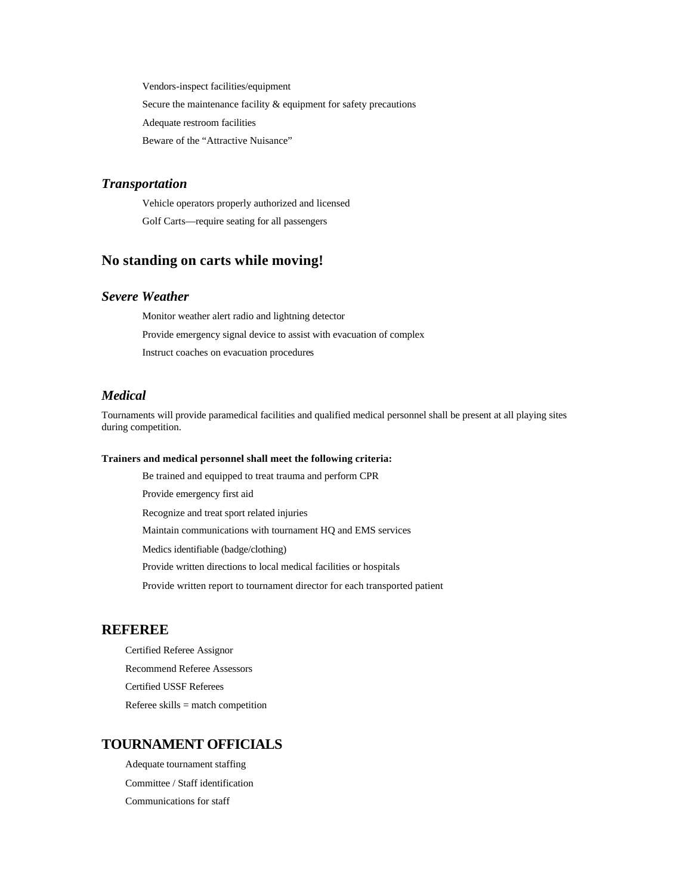Vendors-inspect facilities/equipment

Secure the maintenance facility & equipment for safety precautions

Adequate restroom facilities

Beware of the "Attractive Nuisance"

### *Transportation*

Vehicle operators properly authorized and licensed

Golf Carts—require seating for all passengers

## No standing on carts while moving!

### *Severe Weather*

Monitor weather alert radio and lightning detector

Provide emergency signal device to assist with evacuation of complex

Instruct coaches on evacuation procedures

### *Medical*

Tournaments will provide paramedical facilities and qualified medical personnel shall be present at all playing sites during competition.

**Trainers and medical personnel shall meet the following criteria:**

Be trained and equipped to treat trauma and perform CPR

Provide emergency first aid

Recognize and treat sport related injuries

Maintain communications with tournament HQ and EMS services

Medics identifiable (badge/clothing)

Provide written directions to local medical facilities or hospitals

Provide written report to tournament director for each transported patient

## REFEREE

Certified Referee Assignor

Recommend Referee Assessors

Certified USSF Referees

Referee skills = match competition

## TOURNAMENT OFFICIALS

Adequate tournament staffing

Committee / Staff identification

Communications for staff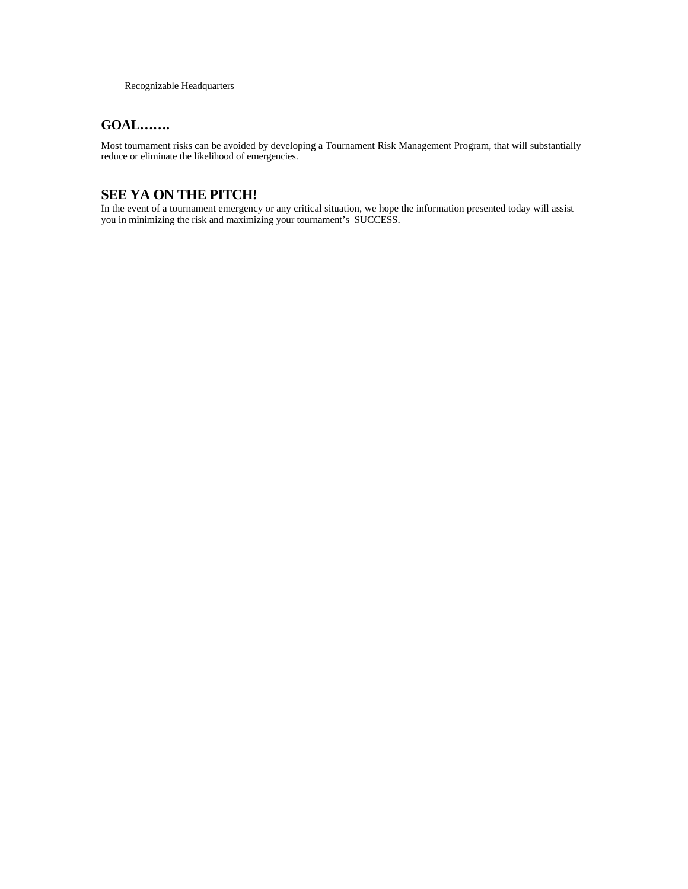Recognizable Headquarters

## GOAL…….

Most tournament risks can be avoided by developing a Tournament Risk Management Program, that will substantially reduce or eliminate the likelihood of emergencies.

## SEE YA ON THE PITCH!

In the event of a tournament emergency or any critical situation, we hope the information presented today will assist you in minimizing the risk and maximizing your tournament's SUCCESS.